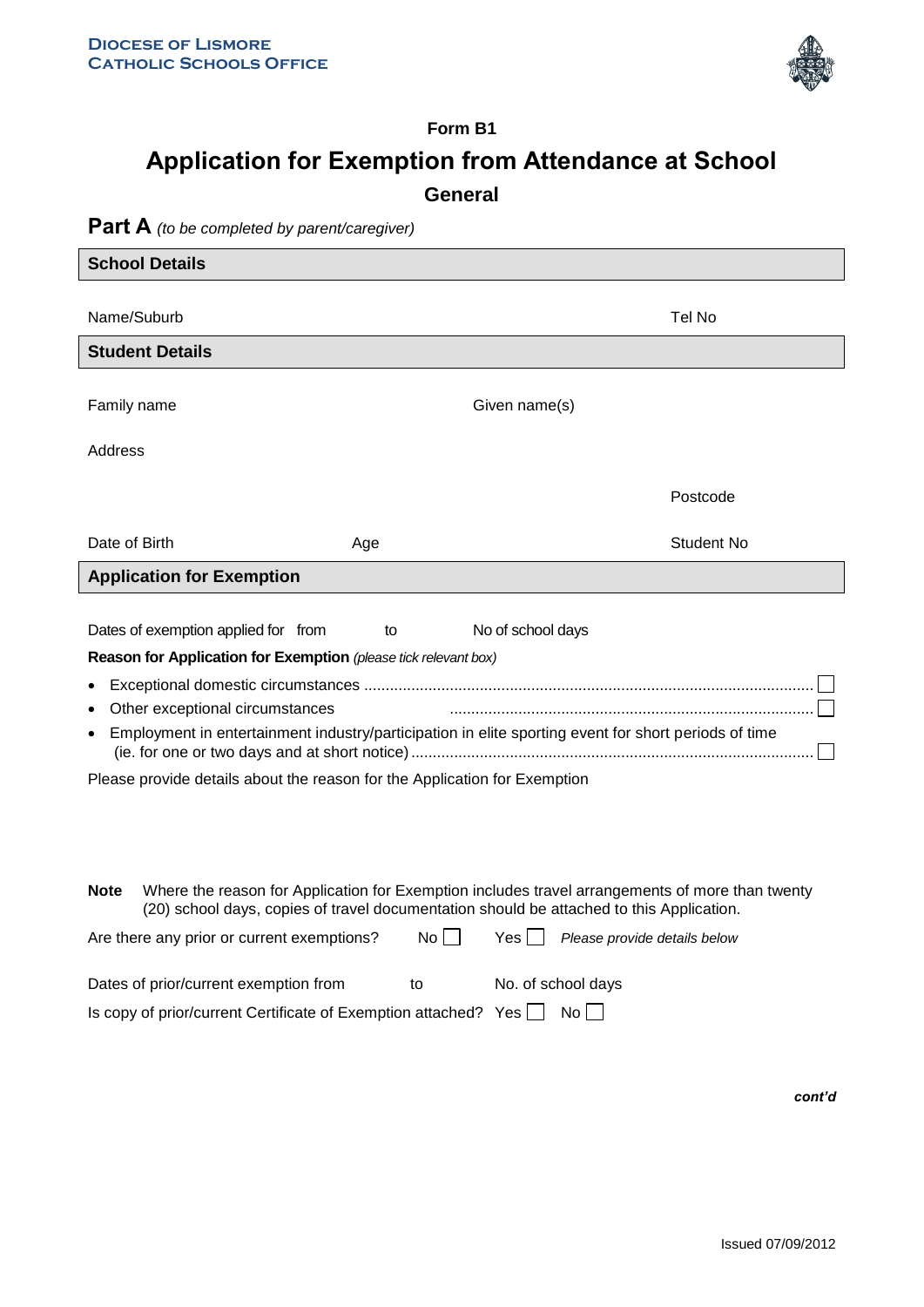**DIOCESE OF LISMORE**
**CATHOLIC SCHOOLS OFFICE**

**Form B1**

# Application for Exemption from Attendance at School

## General

## Part A *(to be completed by parent/caregiver)*

### School Details

Name/Suburb Tel No

### Student Details

Family name Given name(s)

Address

Postcode

Date of Birth Age Student No

### Application for Exemption

Dates of exemption applied for from to No of school days

**Reason for Application for Exemption** *(please tick relevant box)*

- Exceptional domestic circumstances ........................................................................................................ ☐
- Other exceptional circumstances .................................................................................... ☐
- Employment in entertainment industry/participation in elite sporting event for short periods of time (ie. for one or two days and at short notice) ............................................................................................. ☐

Please provide details about the reason for the Application for Exemption

**Note** Where the reason for Application for Exemption includes travel arrangements of more than twenty (20) school days, copies of travel documentation should be attached to this Application.

Are there any prior or current exemptions? No ☐ Yes ☐ *Please provide details below*

Dates of prior/current exemption from to No. of school days

Is copy of prior/current Certificate of Exemption attached? Yes ☐ No ☐

***cont'd***

Issued 07/09/2012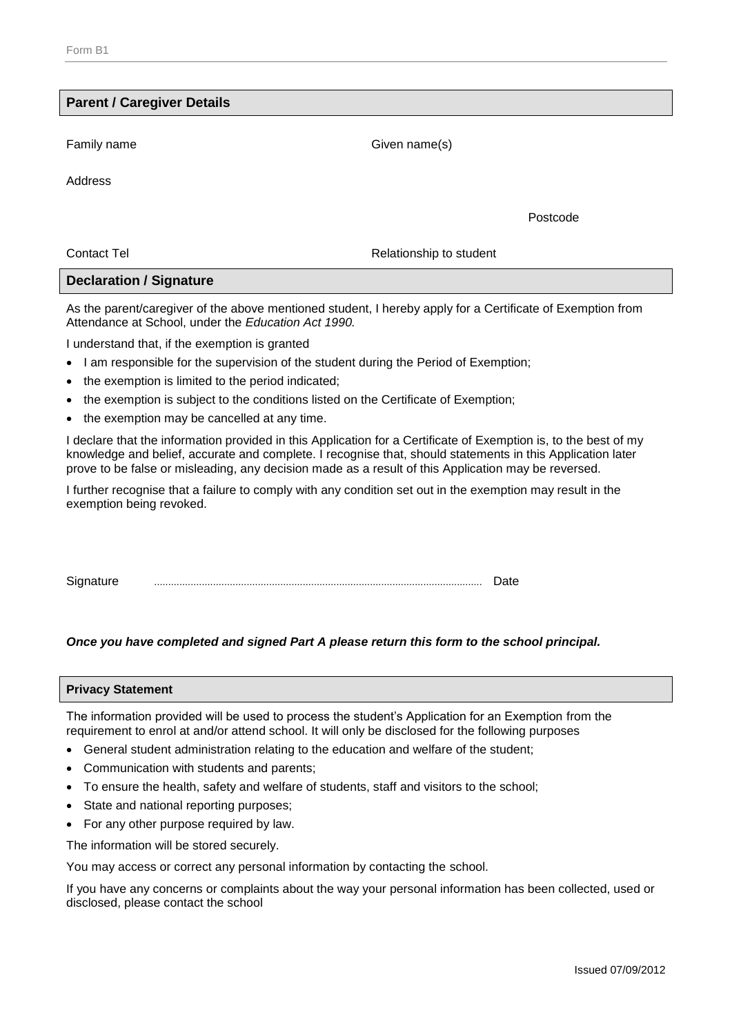## Parent / Caregiver Details

Family name

Given name(s)

Address

Postcode

Contact Tel

Relationship to student

## Declaration / Signature

As the parent/caregiver of the above mentioned student, I hereby apply for a Certificate of Exemption from Attendance at School, under the *Education Act 1990.*

I understand that, if the exemption is granted

- I am responsible for the supervision of the student during the Period of Exemption;
- the exemption is limited to the period indicated;
- the exemption is subject to the conditions listed on the Certificate of Exemption;
- the exemption may be cancelled at any time.

I declare that the information provided in this Application for a Certificate of Exemption is, to the best of my knowledge and belief, accurate and complete. I recognise that, should statements in this Application later prove to be false or misleading, any decision made as a result of this Application may be reversed.

I further recognise that a failure to comply with any condition set out in the exemption may result in the exemption being revoked.

Signature ............................................................................................................ Date

***Once you have completed and signed Part A please return this form to the school principal.***

## Privacy Statement

The information provided will be used to process the student's Application for an Exemption from the requirement to enrol at and/or attend school. It will only be disclosed for the following purposes

- General student administration relating to the education and welfare of the student;
- Communication with students and parents;
- To ensure the health, safety and welfare of students, staff and visitors to the school;
- State and national reporting purposes;
- For any other purpose required by law.

The information will be stored securely.

You may access or correct any personal information by contacting the school.

If you have any concerns or complaints about the way your personal information has been collected, used or disclosed, please contact the school

Issued 07/09/2012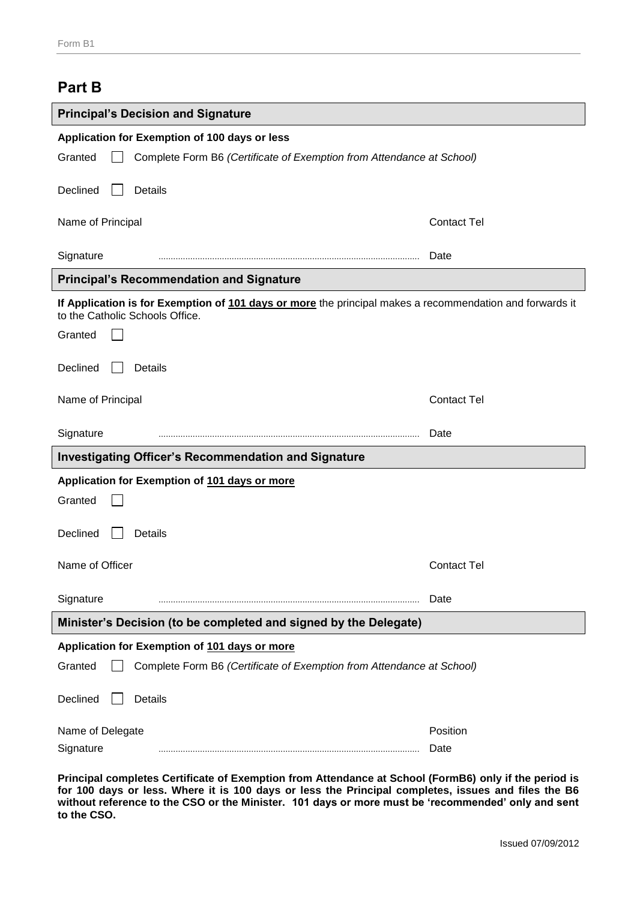## Part B

### Principal's Decision and Signature

**Application for Exemption of 100 days or less**

Granted ☐ Complete Form B6 *(Certificate of Exemption from Attendance at School)*

Declined ☐ Details

Name of Principal Contact Tel

Signature .......................................................................................... Date

### Principal's Recommendation and Signature

**If Application is for Exemption of <u>101 days or more</u>** the principal makes a recommendation and forwards it to the Catholic Schools Office.

Granted ☐

Declined ☐ Details

Name of Principal Contact Tel

Signature .......................................................................................... Date

### Investigating Officer's Recommendation and Signature

**Application for Exemption of <u>101 days or more</u>**

Granted ☐

Declined ☐ Details

Name of Officer Contact Tel

Signature .......................................................................................... Date

### Minister's Decision (to be completed and signed by the Delegate)

**Application for Exemption of <u>101 days or more</u>**

Granted ☐ Complete Form B6 *(Certificate of Exemption from Attendance at School)*

Declined ☐ Details

Name of Delegate Position

Signature .......................................................................................... Date

**Principal completes Certificate of Exemption from Attendance at School (FormB6) only if the period is for 100 days or less. Where it is 100 days or less the Principal completes, issues and files the B6 without reference to the CSO or the Minister. 101 days or more must be 'recommended' only and sent to the CSO.**

Issued 07/09/2012